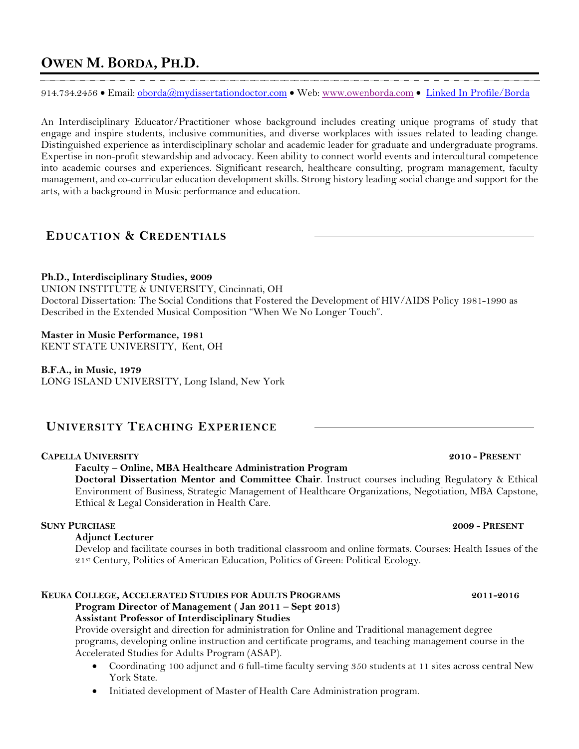# OWEN M. BORDA, PH.D.

914.734.2456 • Email: oborda@mydissertationdoctor.com • Web: www.owenborda.com • Linked In Profile/Borda

An Interdisciplinary Educator/Practitioner whose background includes creating unique programs of study that engage and inspire students, inclusive communities, and diverse workplaces with issues related to leading change. Distinguished experience as interdisciplinary scholar and academic leader for graduate and undergraduate programs. Expertise in non-profit stewardship and advocacy. Keen ability to connect world events and intercultural competence into academic courses and experiences. Significant research, healthcare consulting, program management, faculty management, and co-curricular education development skills. Strong history leading social change and support for the arts, with a background in Music performance and education.

## EDUCATION & CREDENTIALS

**Ph.D., Interdisciplinary Studies, 2009**
UNION INSTITUTE & UNIVERSITY, Cincinnati, OH
Doctoral Dissertation: The Social Conditions that Fostered the Development of HIV/AIDS Policy 1981-1990 as Described in the Extended Musical Composition "When We No Longer Touch".

**Master in Music Performance, 1981**
KENT STATE UNIVERSITY, Kent, OH

**B.F.A., in Music, 1979**
LONG ISLAND UNIVERSITY, Long Island, New York

## UNIVERSITY TEACHING EXPERIENCE

**CAPELLA UNIVERSITY** — **2010 - PRESENT**

**Faculty – Online, MBA Healthcare Administration Program**
**Doctoral Dissertation Mentor and Committee Chair**. Instruct courses including Regulatory & Ethical Environment of Business, Strategic Management of Healthcare Organizations, Negotiation, MBA Capstone, Ethical & Legal Consideration in Health Care.

**SUNY PURCHASE** — **2009 - PRESENT**

**Adjunct Lecturer**
Develop and facilitate courses in both traditional classroom and online formats. Courses: Health Issues of the 21st Century, Politics of American Education, Politics of Green: Political Ecology.

**KEUKA COLLEGE, ACCELERATED STUDIES FOR ADULTS PROGRAMS** — **2011-2016**

**Program Director of Management ( Jan 2011 – Sept 2013)**
**Assistant Professor of Interdisciplinary Studies**
Provide oversight and direction for administration for Online and Traditional management degree programs, developing online instruction and certificate programs, and teaching management course in the Accelerated Studies for Adults Program (ASAP).

- Coordinating 100 adjunct and 6 full-time faculty serving 350 students at 11 sites across central New York State.
- Initiated development of Master of Health Care Administration program.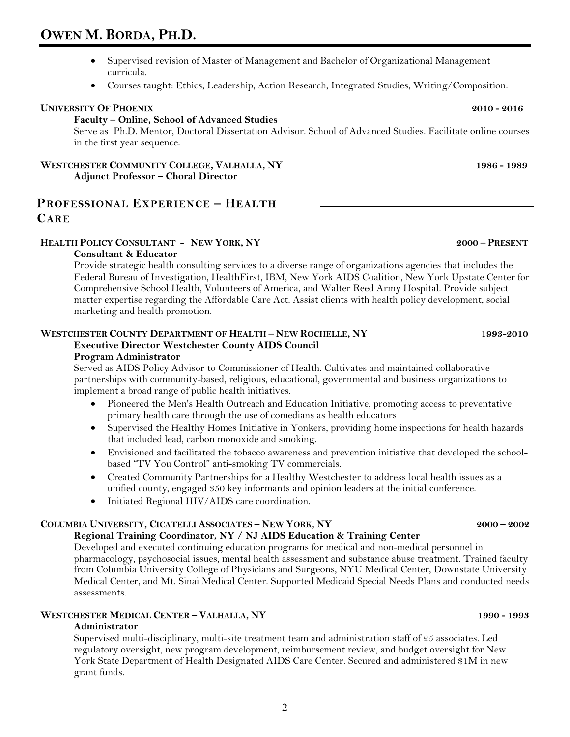- Supervised revision of Master of Management and Bachelor of Organizational Management curricula.
- Courses taught: Ethics, Leadership, Action Research, Integrated Studies, Writing/Composition.

**UNIVERSITY OF PHOENIX** **2010 - 2016**

**Faculty – Online, School of Advanced Studies**

Serve as Ph.D. Mentor, Doctoral Dissertation Advisor. School of Advanced Studies. Facilitate online courses in the first year sequence.

**WESTCHESTER COMMUNITY COLLEGE, VALHALLA, NY** **1986 - 1989**

**Adjunct Professor – Choral Director**

## PROFESSIONAL EXPERIENCE – HEALTH CARE

**HEALTH POLICY CONSULTANT - NEW YORK, NY** **2000 – PRESENT**

**Consultant & Educator**

Provide strategic health consulting services to a diverse range of organizations agencies that includes the Federal Bureau of Investigation, HealthFirst, IBM, New York AIDS Coalition, New York Upstate Center for Comprehensive School Health, Volunteers of America, and Walter Reed Army Hospital. Provide subject matter expertise regarding the Affordable Care Act. Assist clients with health policy development, social marketing and health promotion.

**WESTCHESTER COUNTY DEPARTMENT OF HEALTH – NEW ROCHELLE, NY** **1993-2010**

**Executive Director Westchester County AIDS Council**

**Program Administrator**

Served as AIDS Policy Advisor to Commissioner of Health. Cultivates and maintained collaborative partnerships with community-based, religious, educational, governmental and business organizations to implement a broad range of public health initiatives.

- Pioneered the Men's Health Outreach and Education Initiative, promoting access to preventative primary health care through the use of comedians as health educators
- Supervised the Healthy Homes Initiative in Yonkers, providing home inspections for health hazards that included lead, carbon monoxide and smoking.
- Envisioned and facilitated the tobacco awareness and prevention initiative that developed the school-based "TV You Control" anti-smoking TV commercials.
- Created Community Partnerships for a Healthy Westchester to address local health issues as a unified county, engaged 350 key informants and opinion leaders at the initial conference.
- Initiated Regional HIV/AIDS care coordination.

**COLUMBIA UNIVERSITY, CICATELLI ASSOCIATES – NEW YORK, NY** **2000 – 2002**

**Regional Training Coordinator, NY / NJ AIDS Education & Training Center**

Developed and executed continuing education programs for medical and non-medical personnel in pharmacology, psychosocial issues, mental health assessment and substance abuse treatment. Trained faculty from Columbia University College of Physicians and Surgeons, NYU Medical Center, Downstate University Medical Center, and Mt. Sinai Medical Center. Supported Medicaid Special Needs Plans and conducted needs assessments.

**WESTCHESTER MEDICAL CENTER – VALHALLA, NY** **1990 - 1993**

**Administrator**

Supervised multi-disciplinary, multi-site treatment team and administration staff of 25 associates. Led regulatory oversight, new program development, reimbursement review, and budget oversight for New York State Department of Health Designated AIDS Care Center. Secured and administered $1M in new grant funds.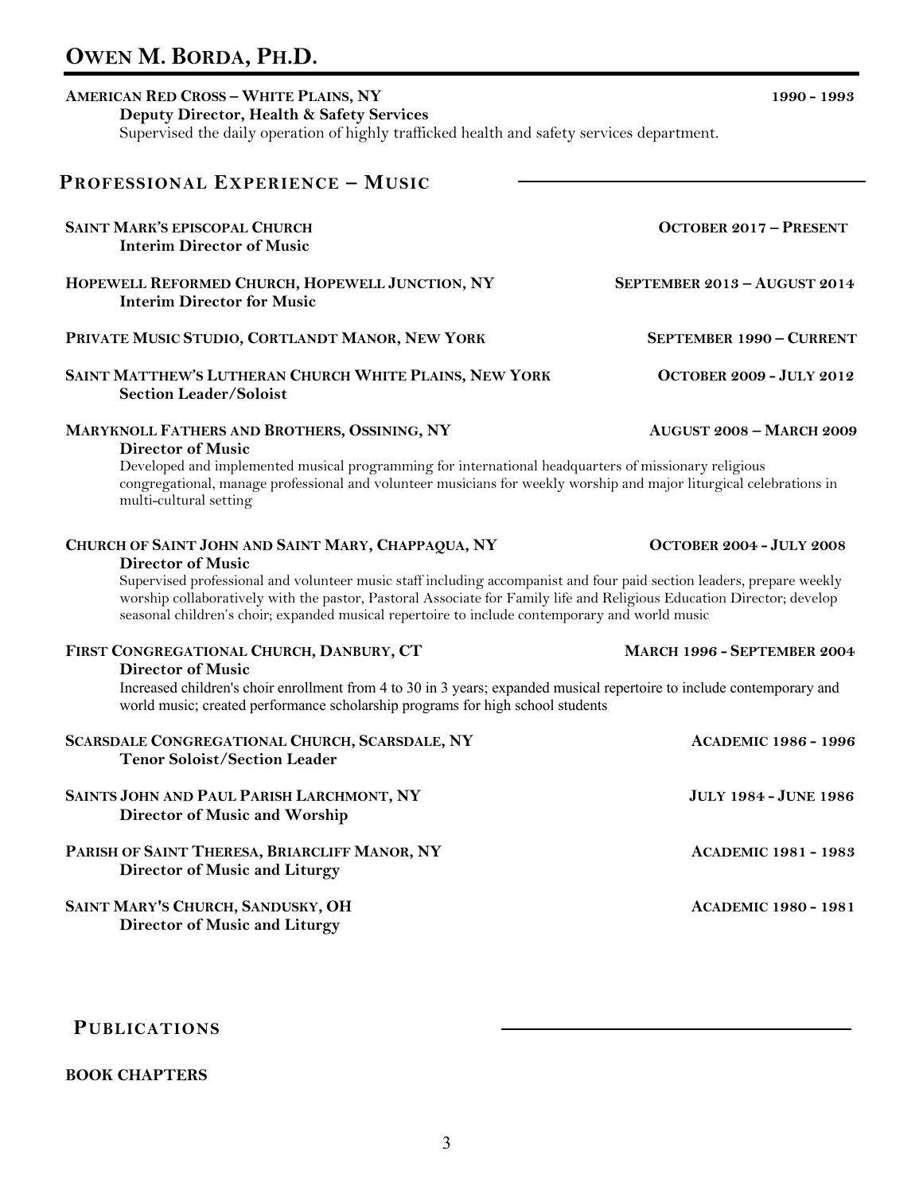**AMERICAN RED CROSS – WHITE PLAINS, NY** — **1990 - 1993**

**Deputy Director, Health & Safety Services**

Supervised the daily operation of highly trafficked health and safety services department.

## PROFESSIONAL EXPERIENCE – MUSIC

**SAINT MARK'S EPISCOPAL CHURCH** — **OCTOBER 2017 – PRESENT**

**Interim Director of Music**

**HOPEWELL REFORMED CHURCH, HOPEWELL JUNCTION, NY** — **SEPTEMBER 2013 – AUGUST 2014**

**Interim Director for Music**

**PRIVATE MUSIC STUDIO, CORTLANDT MANOR, NEW YORK** — **SEPTEMBER 1990 – CURRENT**

**SAINT MATTHEW'S LUTHERAN CHURCH WHITE PLAINS, NEW YORK** — **OCTOBER 2009 - JULY 2012**

**Section Leader/Soloist**

**MARYKNOLL FATHERS AND BROTHERS, OSSINING, NY** — **AUGUST 2008 – MARCH 2009**

**Director of Music**

Developed and implemented musical programming for international headquarters of missionary religious congregational, manage professional and volunteer musicians for weekly worship and major liturgical celebrations in multi-cultural setting

**CHURCH OF SAINT JOHN AND SAINT MARY, CHAPPAQUA, NY** — **OCTOBER 2004 - JULY 2008**

**Director of Music**

Supervised professional and volunteer music staff including accompanist and four paid section leaders, prepare weekly worship collaboratively with the pastor, Pastoral Associate for Family life and Religious Education Director; develop seasonal children's choir; expanded musical repertoire to include contemporary and world music

**FIRST CONGREGATIONAL CHURCH, DANBURY, CT** — **MARCH 1996 - SEPTEMBER 2004**

**Director of Music**

Increased children's choir enrollment from 4 to 30 in 3 years; expanded musical repertoire to include contemporary and world music; created performance scholarship programs for high school students

**SCARSDALE CONGREGATIONAL CHURCH, SCARSDALE, NY** — **ACADEMIC 1986 - 1996**

**Tenor Soloist/Section Leader**

**SAINTS JOHN AND PAUL PARISH LARCHMONT, NY** — **JULY 1984 - JUNE 1986**

**Director of Music and Worship**

**PARISH OF SAINT THERESA, BRIARCLIFF MANOR, NY** — **ACADEMIC 1981 - 1983**

**Director of Music and Liturgy**

**SAINT MARY'S CHURCH, SANDUSKY, OH** — **ACADEMIC 1980 - 1981**

**Director of Music and Liturgy**

## PUBLICATIONS

### BOOK CHAPTERS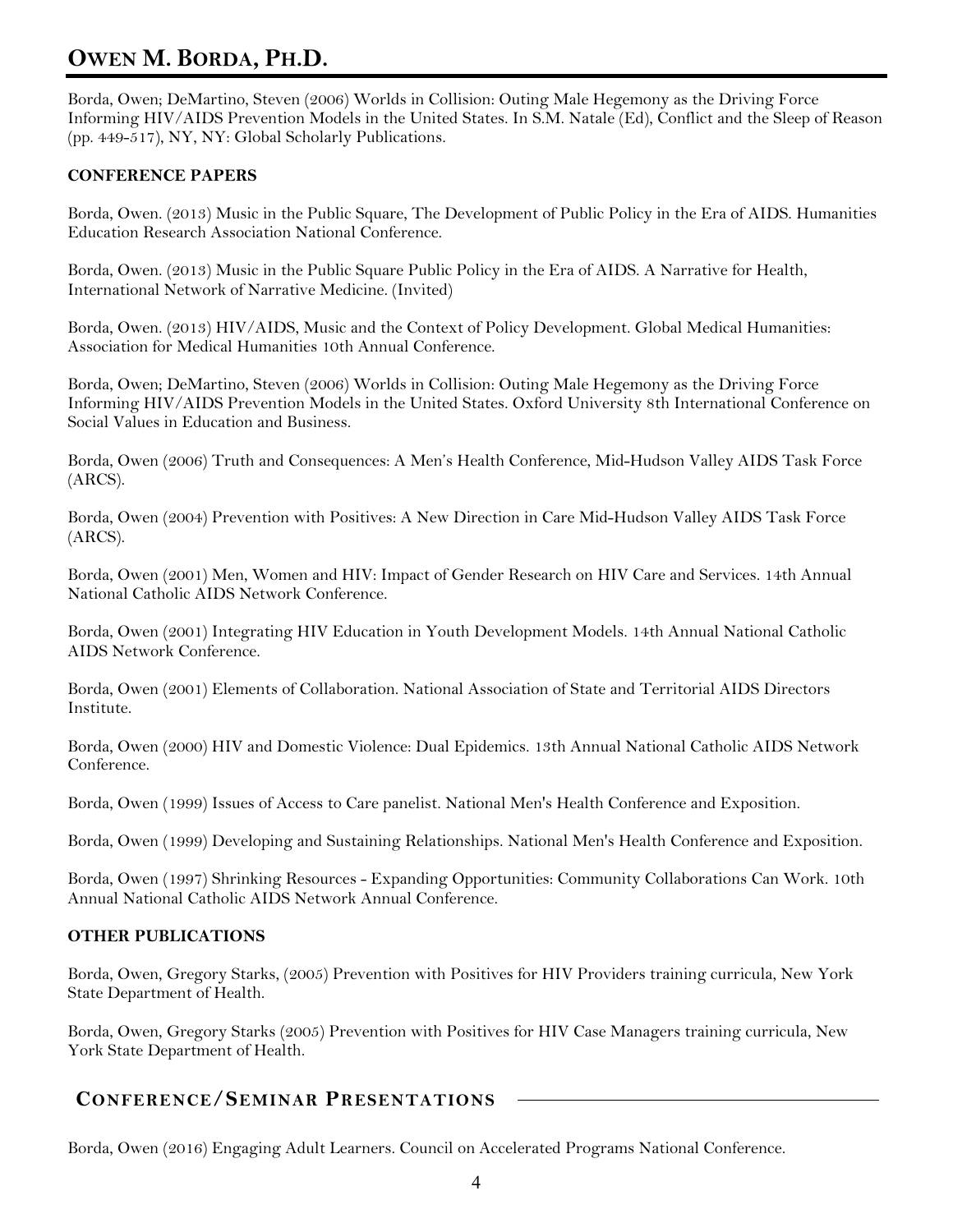Borda, Owen; DeMartino, Steven (2006) Worlds in Collision: Outing Male Hegemony as the Driving Force Informing HIV/AIDS Prevention Models in the United States. In S.M. Natale (Ed), Conflict and the Sleep of Reason (pp. 449-517), NY, NY: Global Scholarly Publications.

### CONFERENCE PAPERS

Borda, Owen. (2013) Music in the Public Square, The Development of Public Policy in the Era of AIDS. Humanities Education Research Association National Conference.

Borda, Owen. (2013) Music in the Public Square Public Policy in the Era of AIDS. A Narrative for Health, International Network of Narrative Medicine. (Invited)

Borda, Owen. (2013) HIV/AIDS, Music and the Context of Policy Development. Global Medical Humanities: Association for Medical Humanities 10th Annual Conference.

Borda, Owen; DeMartino, Steven (2006) Worlds in Collision: Outing Male Hegemony as the Driving Force Informing HIV/AIDS Prevention Models in the United States. Oxford University 8th International Conference on Social Values in Education and Business.

Borda, Owen (2006) Truth and Consequences: A Men's Health Conference, Mid-Hudson Valley AIDS Task Force (ARCS).

Borda, Owen (2004) Prevention with Positives: A New Direction in Care Mid-Hudson Valley AIDS Task Force (ARCS).

Borda, Owen (2001) Men, Women and HIV: Impact of Gender Research on HIV Care and Services. 14th Annual National Catholic AIDS Network Conference.

Borda, Owen (2001) Integrating HIV Education in Youth Development Models. 14th Annual National Catholic AIDS Network Conference.

Borda, Owen (2001) Elements of Collaboration. National Association of State and Territorial AIDS Directors Institute.

Borda, Owen (2000) HIV and Domestic Violence: Dual Epidemics. 13th Annual National Catholic AIDS Network Conference.

Borda, Owen (1999) Issues of Access to Care panelist. National Men's Health Conference and Exposition.

Borda, Owen (1999) Developing and Sustaining Relationships. National Men's Health Conference and Exposition.

Borda, Owen (1997) Shrinking Resources - Expanding Opportunities: Community Collaborations Can Work. 10th Annual National Catholic AIDS Network Annual Conference.

### OTHER PUBLICATIONS

Borda, Owen, Gregory Starks, (2005) Prevention with Positives for HIV Providers training curricula, New York State Department of Health.

Borda, Owen, Gregory Starks (2005) Prevention with Positives for HIV Case Managers training curricula, New York State Department of Health.

## CONFERENCE/SEMINAR PRESENTATIONS

Borda, Owen (2016) Engaging Adult Learners. Council on Accelerated Programs National Conference.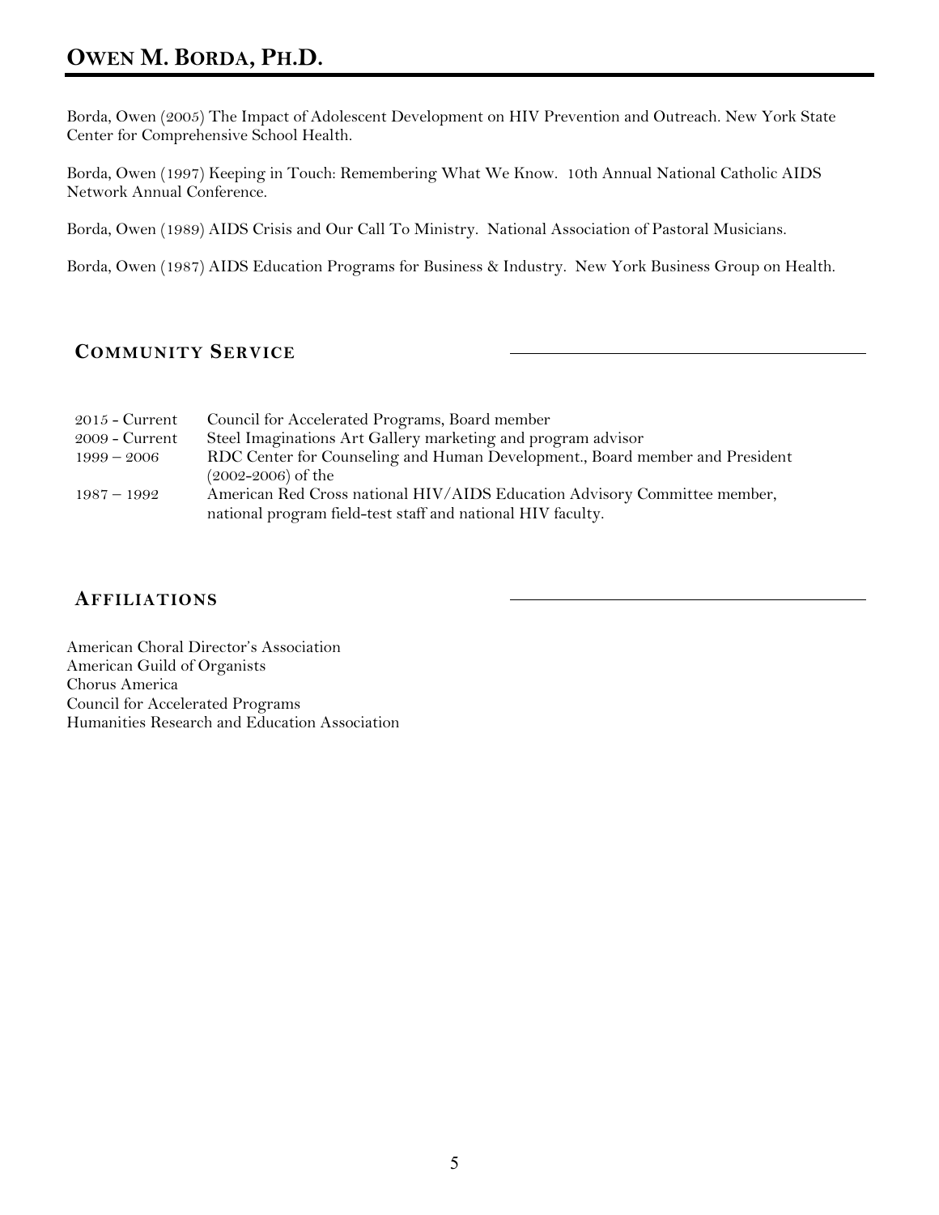Borda, Owen (2005) The Impact of Adolescent Development on HIV Prevention and Outreach. New York State Center for Comprehensive School Health.

Borda, Owen (1997) Keeping in Touch: Remembering What We Know. 10th Annual National Catholic AIDS Network Annual Conference.

Borda, Owen (1989) AIDS Crisis and Our Call To Ministry. National Association of Pastoral Musicians.

Borda, Owen (1987) AIDS Education Programs for Business & Industry. New York Business Group on Health.

## COMMUNITY SERVICE

| | |
|---|---|
| 2015 - Current | Council for Accelerated Programs, Board member |
| 2009 - Current | Steel Imaginations Art Gallery marketing and program advisor |
| 1999 – 2006 | RDC Center for Counseling and Human Development., Board member and President (2002-2006) of the |
| 1987 – 1992 | American Red Cross national HIV/AIDS Education Advisory Committee member, national program field-test staff and national HIV faculty. |

## AFFILIATIONS

American Choral Director's Association
American Guild of Organists
Chorus America
Council for Accelerated Programs
Humanities Research and Education Association